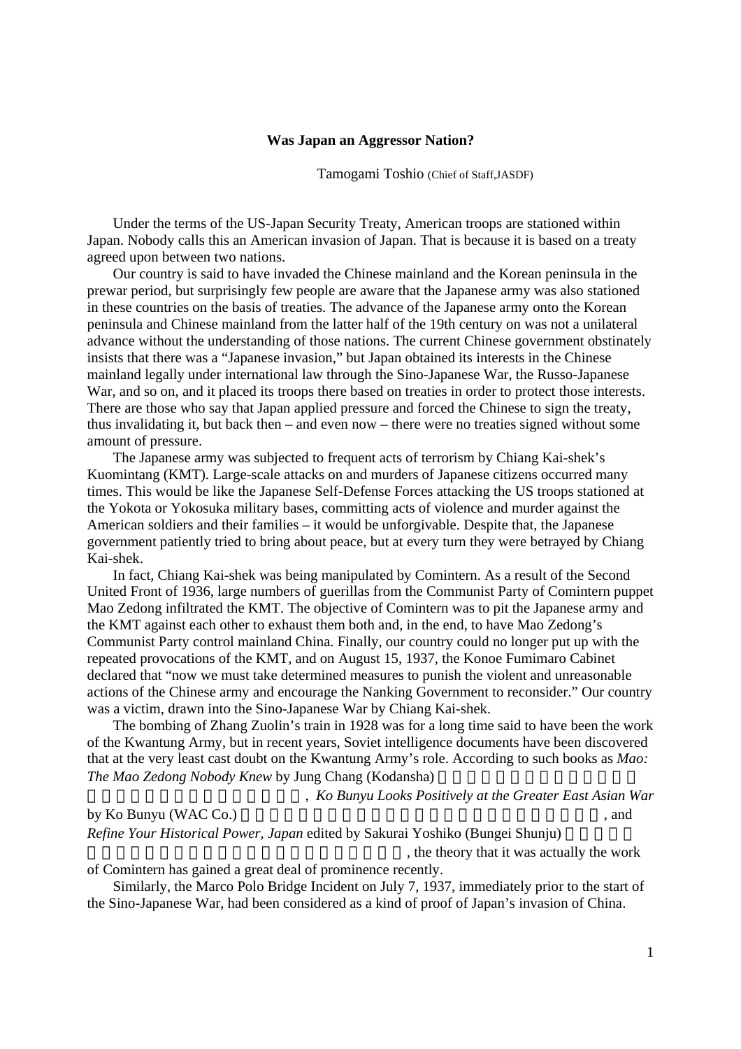**Was Japan an Aggressor Nation?**

Tamogami Toshio (Chief of Staff,JASDF)

Under the terms of the US-Japan Security Treaty, American troops are stationed within Japan. Nobody calls this an American invasion of Japan. That is because it is based on a treaty agreed upon between two nations.

Our country is said to have invaded the Chinese mainland and the Korean peninsula in the prewar period, but surprisingly few people are aware that the Japanese army was also stationed in these countries on the basis of treaties. The advance of the Japanese army onto the Korean peninsula and Chinese mainland from the latter half of the 19th century on was not a unilateral advance without the understanding of those nations. The current Chinese government obstinately insists that there was a "Japanese invasion," but Japan obtained its interests in the Chinese mainland legally under international law through the Sino-Japanese War, the Russo-Japanese War, and so on, and it placed its troops there based on treaties in order to protect those interests. There are those who say that Japan applied pressure and forced the Chinese to sign the treaty, thus invalidating it, but back then – and even now – there were no treaties signed without some amount of pressure.

The Japanese army was subjected to frequent acts of terrorism by Chiang Kai-shek's Kuomintang (KMT). Large-scale attacks on and murders of Japanese citizens occurred many times. This would be like the Japanese Self-Defense Forces attacking the US troops stationed at the Yokota or Yokosuka military bases, committing acts of violence and murder against the American soldiers and their families – it would be unforgivable. Despite that, the Japanese government patiently tried to bring about peace, but at every turn they were betrayed by Chiang Kai-shek.

In fact, Chiang Kai-shek was being manipulated by Comintern. As a result of the Second United Front of 1936, large numbers of guerillas from the Communist Party of Comintern puppet Mao Zedong infiltrated the KMT. The objective of Comintern was to pit the Japanese army and the KMT against each other to exhaust them both and, in the end, to have Mao Zedong's Communist Party control mainland China. Finally, our country could no longer put up with the repeated provocations of the KMT, and on August 15, 1937, the Konoe Fumimaro Cabinet declared that "now we must take determined measures to punish the violent and unreasonable actions of the Chinese army and encourage the Nanking Government to reconsider." Our country was a victim, drawn into the Sino-Japanese War by Chiang Kai-shek.

The bombing of Zhang Zuolin's train in 1928 was for a long time said to have been the work of the Kwantung Army, but in recent years, Soviet intelligence documents have been discovered that at the very least cast doubt on the Kwantung Army's role. According to such books as *Mao: The Mao Zedong Nobody Knew* by Jung Chang (Kodansha), *Ko Bunyu Looks Positively at the Greater East Asian War* by Ko Bunyu (WAC Co.), and *Refine Your Historical Power, Japan* edited by Sakurai Yoshiko (Bungei Shunju), the theory that it was actually the work of Comintern has gained a great deal of prominence recently.

Similarly, the Marco Polo Bridge Incident on July 7, 1937, immediately prior to the start of the Sino-Japanese War, had been considered as a kind of proof of Japan's invasion of China.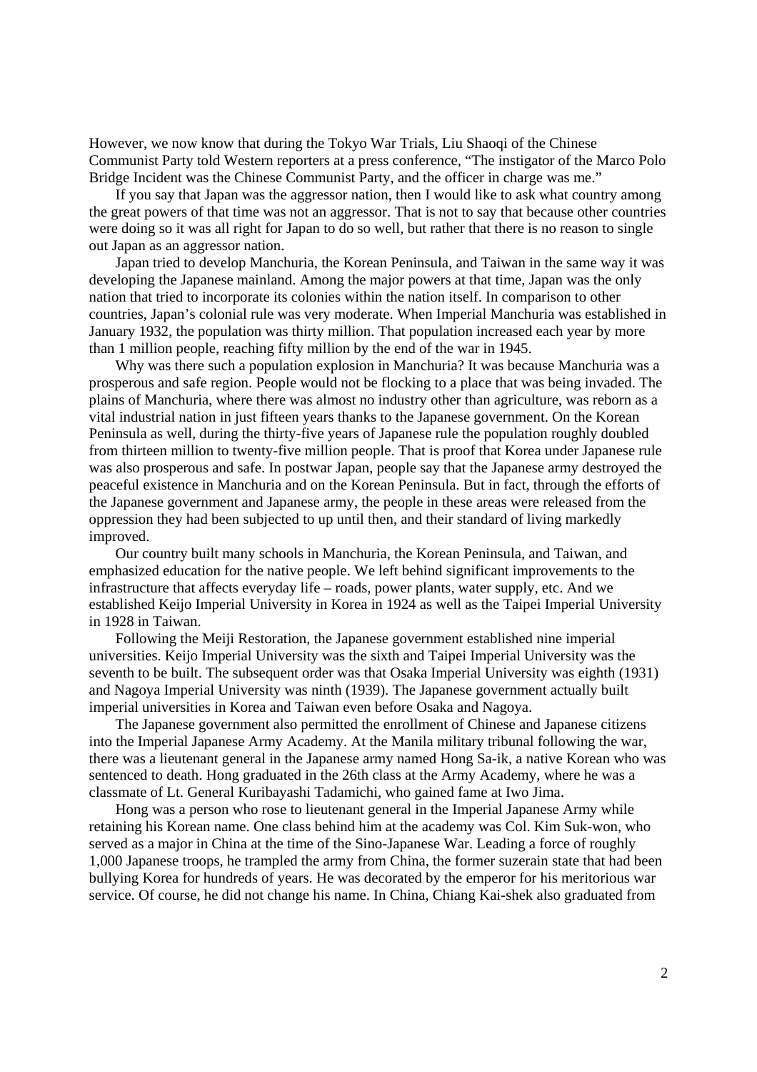However, we now know that during the Tokyo War Trials, Liu Shaoqi of the Chinese Communist Party told Western reporters at a press conference, "The instigator of the Marco Polo Bridge Incident was the Chinese Communist Party, and the officer in charge was me."

If you say that Japan was the aggressor nation, then I would like to ask what country among the great powers of that time was not an aggressor. That is not to say that because other countries were doing so it was all right for Japan to do so well, but rather that there is no reason to single out Japan as an aggressor nation.

Japan tried to develop Manchuria, the Korean Peninsula, and Taiwan in the same way it was developing the Japanese mainland. Among the major powers at that time, Japan was the only nation that tried to incorporate its colonies within the nation itself. In comparison to other countries, Japan's colonial rule was very moderate. When Imperial Manchuria was established in January 1932, the population was thirty million. That population increased each year by more than 1 million people, reaching fifty million by the end of the war in 1945.

Why was there such a population explosion in Manchuria? It was because Manchuria was a prosperous and safe region. People would not be flocking to a place that was being invaded. The plains of Manchuria, where there was almost no industry other than agriculture, was reborn as a vital industrial nation in just fifteen years thanks to the Japanese government. On the Korean Peninsula as well, during the thirty-five years of Japanese rule the population roughly doubled from thirteen million to twenty-five million people. That is proof that Korea under Japanese rule was also prosperous and safe. In postwar Japan, people say that the Japanese army destroyed the peaceful existence in Manchuria and on the Korean Peninsula. But in fact, through the efforts of the Japanese government and Japanese army, the people in these areas were released from the oppression they had been subjected to up until then, and their standard of living markedly improved.

Our country built many schools in Manchuria, the Korean Peninsula, and Taiwan, and emphasized education for the native people. We left behind significant improvements to the infrastructure that affects everyday life – roads, power plants, water supply, etc. And we established Keijo Imperial University in Korea in 1924 as well as the Taipei Imperial University in 1928 in Taiwan.

Following the Meiji Restoration, the Japanese government established nine imperial universities. Keijo Imperial University was the sixth and Taipei Imperial University was the seventh to be built. The subsequent order was that Osaka Imperial University was eighth (1931) and Nagoya Imperial University was ninth (1939). The Japanese government actually built imperial universities in Korea and Taiwan even before Osaka and Nagoya.

The Japanese government also permitted the enrollment of Chinese and Japanese citizens into the Imperial Japanese Army Academy. At the Manila military tribunal following the war, there was a lieutenant general in the Japanese army named Hong Sa-ik, a native Korean who was sentenced to death. Hong graduated in the 26th class at the Army Academy, where he was a classmate of Lt. General Kuribayashi Tadamichi, who gained fame at Iwo Jima.

Hong was a person who rose to lieutenant general in the Imperial Japanese Army while retaining his Korean name. One class behind him at the academy was Col. Kim Suk-won, who served as a major in China at the time of the Sino-Japanese War. Leading a force of roughly 1,000 Japanese troops, he trampled the army from China, the former suzerain state that had been bullying Korea for hundreds of years. He was decorated by the emperor for his meritorious war service. Of course, he did not change his name. In China, Chiang Kai-shek also graduated from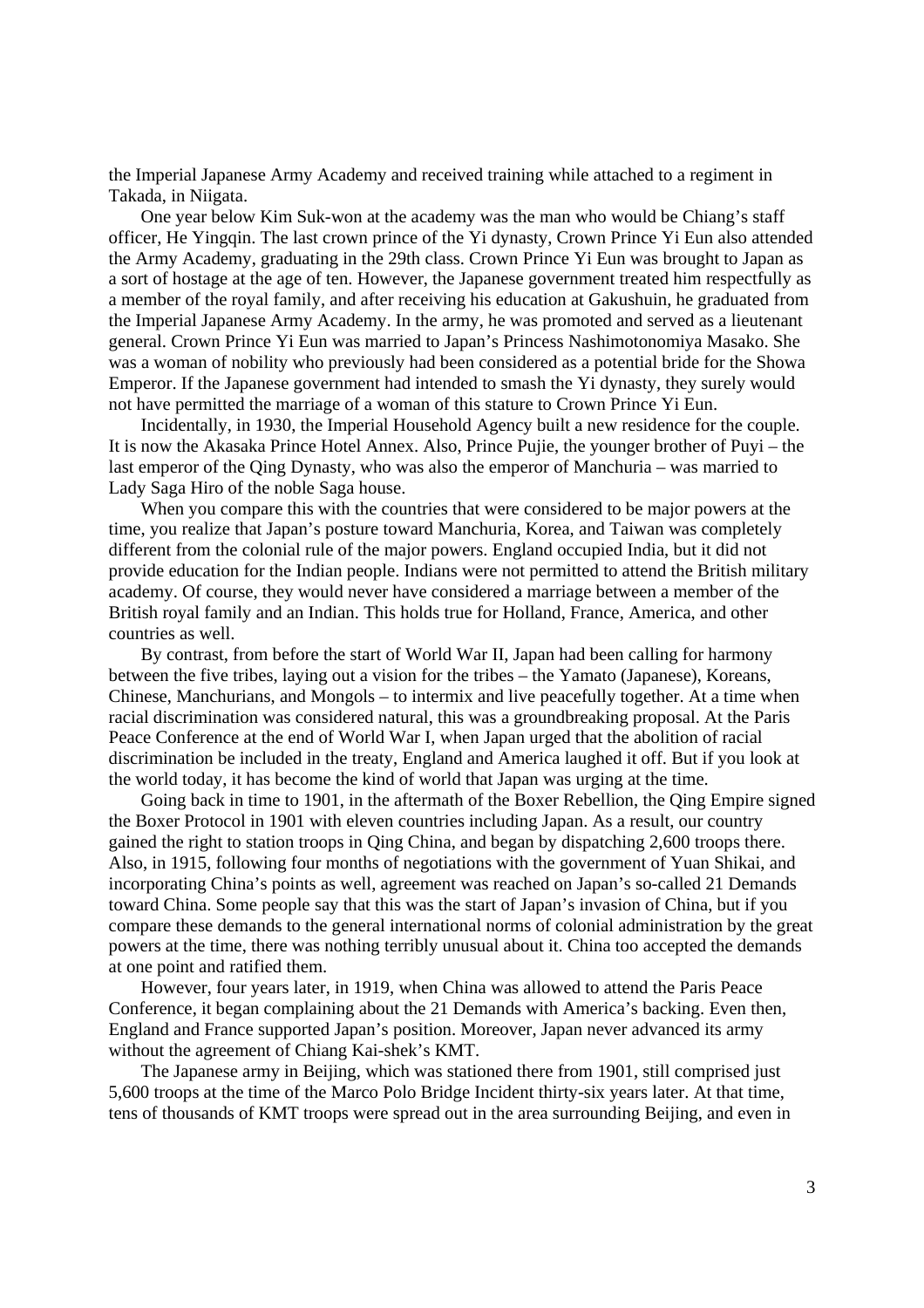the Imperial Japanese Army Academy and received training while attached to a regiment in Takada, in Niigata.

One year below Kim Suk-won at the academy was the man who would be Chiang's staff officer, He Yingqin. The last crown prince of the Yi dynasty, Crown Prince Yi Eun also attended the Army Academy, graduating in the 29th class. Crown Prince Yi Eun was brought to Japan as a sort of hostage at the age of ten. However, the Japanese government treated him respectfully as a member of the royal family, and after receiving his education at Gakushuin, he graduated from the Imperial Japanese Army Academy. In the army, he was promoted and served as a lieutenant general. Crown Prince Yi Eun was married to Japan's Princess Nashimotonomiya Masako. She was a woman of nobility who previously had been considered as a potential bride for the Showa Emperor. If the Japanese government had intended to smash the Yi dynasty, they surely would not have permitted the marriage of a woman of this stature to Crown Prince Yi Eun.

Incidentally, in 1930, the Imperial Household Agency built a new residence for the couple. It is now the Akasaka Prince Hotel Annex. Also, Prince Pujie, the younger brother of Puyi – the last emperor of the Qing Dynasty, who was also the emperor of Manchuria – was married to Lady Saga Hiro of the noble Saga house.

When you compare this with the countries that were considered to be major powers at the time, you realize that Japan's posture toward Manchuria, Korea, and Taiwan was completely different from the colonial rule of the major powers. England occupied India, but it did not provide education for the Indian people. Indians were not permitted to attend the British military academy. Of course, they would never have considered a marriage between a member of the British royal family and an Indian. This holds true for Holland, France, America, and other countries as well.

By contrast, from before the start of World War II, Japan had been calling for harmony between the five tribes, laying out a vision for the tribes – the Yamato (Japanese), Koreans, Chinese, Manchurians, and Mongols – to intermix and live peacefully together. At a time when racial discrimination was considered natural, this was a groundbreaking proposal. At the Paris Peace Conference at the end of World War I, when Japan urged that the abolition of racial discrimination be included in the treaty, England and America laughed it off. But if you look at the world today, it has become the kind of world that Japan was urging at the time.

Going back in time to 1901, in the aftermath of the Boxer Rebellion, the Qing Empire signed the Boxer Protocol in 1901 with eleven countries including Japan. As a result, our country gained the right to station troops in Qing China, and began by dispatching 2,600 troops there. Also, in 1915, following four months of negotiations with the government of Yuan Shikai, and incorporating China's points as well, agreement was reached on Japan's so-called 21 Demands toward China. Some people say that this was the start of Japan's invasion of China, but if you compare these demands to the general international norms of colonial administration by the great powers at the time, there was nothing terribly unusual about it. China too accepted the demands at one point and ratified them.

However, four years later, in 1919, when China was allowed to attend the Paris Peace Conference, it began complaining about the 21 Demands with America's backing. Even then, England and France supported Japan's position. Moreover, Japan never advanced its army without the agreement of Chiang Kai-shek's KMT.

The Japanese army in Beijing, which was stationed there from 1901, still comprised just 5,600 troops at the time of the Marco Polo Bridge Incident thirty-six years later. At that time, tens of thousands of KMT troops were spread out in the area surrounding Beijing, and even in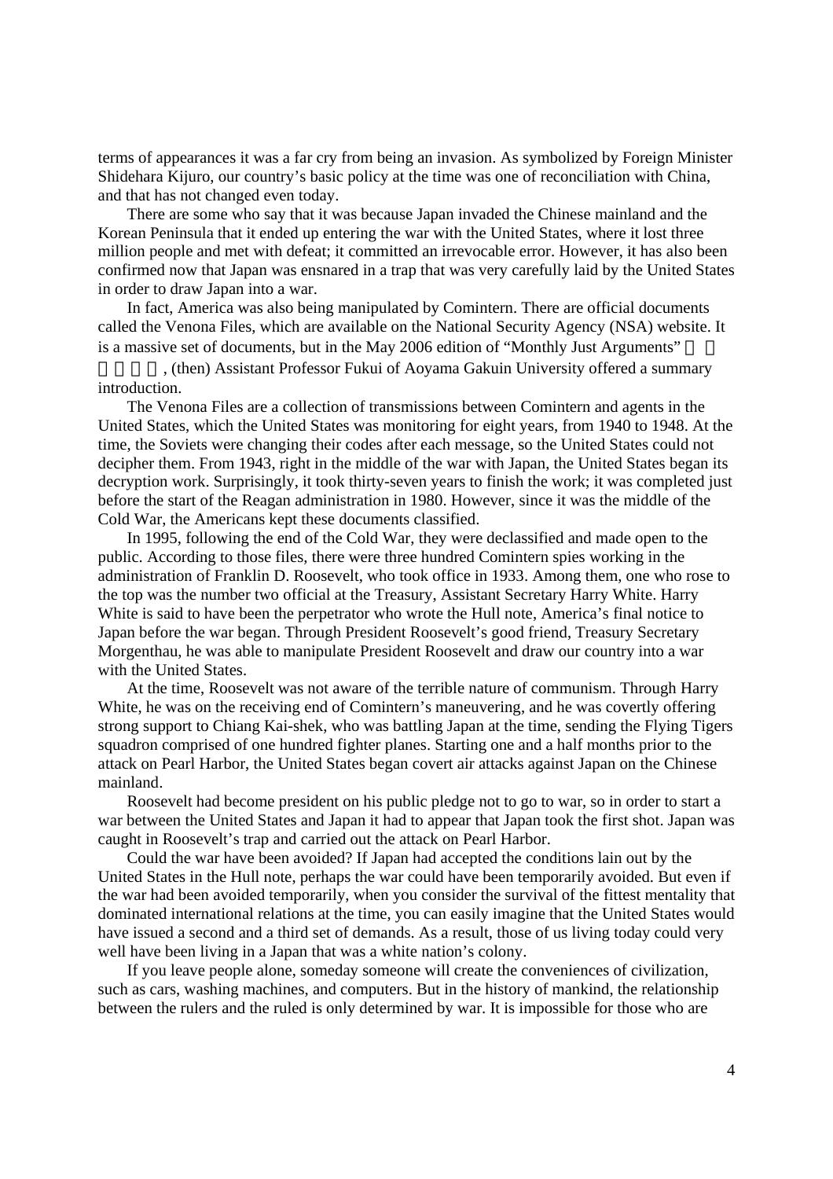terms of appearances it was a far cry from being an invasion. As symbolized by Foreign Minister Shidehara Kijuro, our country's basic policy at the time was one of reconciliation with China, and that has not changed even today.

There are some who say that it was because Japan invaded the Chinese mainland and the Korean Peninsula that it ended up entering the war with the United States, where it lost three million people and met with defeat; it committed an irrevocable error. However, it has also been confirmed now that Japan was ensnared in a trap that was very carefully laid by the United States in order to draw Japan into a war.

In fact, America was also being manipulated by Comintern. There are official documents called the Venona Files, which are available on the National Security Agency (NSA) website. It is a massive set of documents, but in the May 2006 edition of "Monthly Just Arguments" , (then) Assistant Professor Fukui of Aoyama Gakuin University offered a summary introduction.

The Venona Files are a collection of transmissions between Comintern and agents in the United States, which the United States was monitoring for eight years, from 1940 to 1948. At the time, the Soviets were changing their codes after each message, so the United States could not decipher them. From 1943, right in the middle of the war with Japan, the United States began its decryption work. Surprisingly, it took thirty-seven years to finish the work; it was completed just before the start of the Reagan administration in 1980. However, since it was the middle of the Cold War, the Americans kept these documents classified.

In 1995, following the end of the Cold War, they were declassified and made open to the public. According to those files, there were three hundred Comintern spies working in the administration of Franklin D. Roosevelt, who took office in 1933. Among them, one who rose to the top was the number two official at the Treasury, Assistant Secretary Harry White. Harry White is said to have been the perpetrator who wrote the Hull note, America's final notice to Japan before the war began. Through President Roosevelt's good friend, Treasury Secretary Morgenthau, he was able to manipulate President Roosevelt and draw our country into a war with the United States.

At the time, Roosevelt was not aware of the terrible nature of communism. Through Harry White, he was on the receiving end of Comintern's maneuvering, and he was covertly offering strong support to Chiang Kai-shek, who was battling Japan at the time, sending the Flying Tigers squadron comprised of one hundred fighter planes. Starting one and a half months prior to the attack on Pearl Harbor, the United States began covert air attacks against Japan on the Chinese mainland.

Roosevelt had become president on his public pledge not to go to war, so in order to start a war between the United States and Japan it had to appear that Japan took the first shot. Japan was caught in Roosevelt's trap and carried out the attack on Pearl Harbor.

Could the war have been avoided? If Japan had accepted the conditions lain out by the United States in the Hull note, perhaps the war could have been temporarily avoided. But even if the war had been avoided temporarily, when you consider the survival of the fittest mentality that dominated international relations at the time, you can easily imagine that the United States would have issued a second and a third set of demands. As a result, those of us living today could very well have been living in a Japan that was a white nation's colony.

If you leave people alone, someday someone will create the conveniences of civilization, such as cars, washing machines, and computers. But in the history of mankind, the relationship between the rulers and the ruled is only determined by war. It is impossible for those who are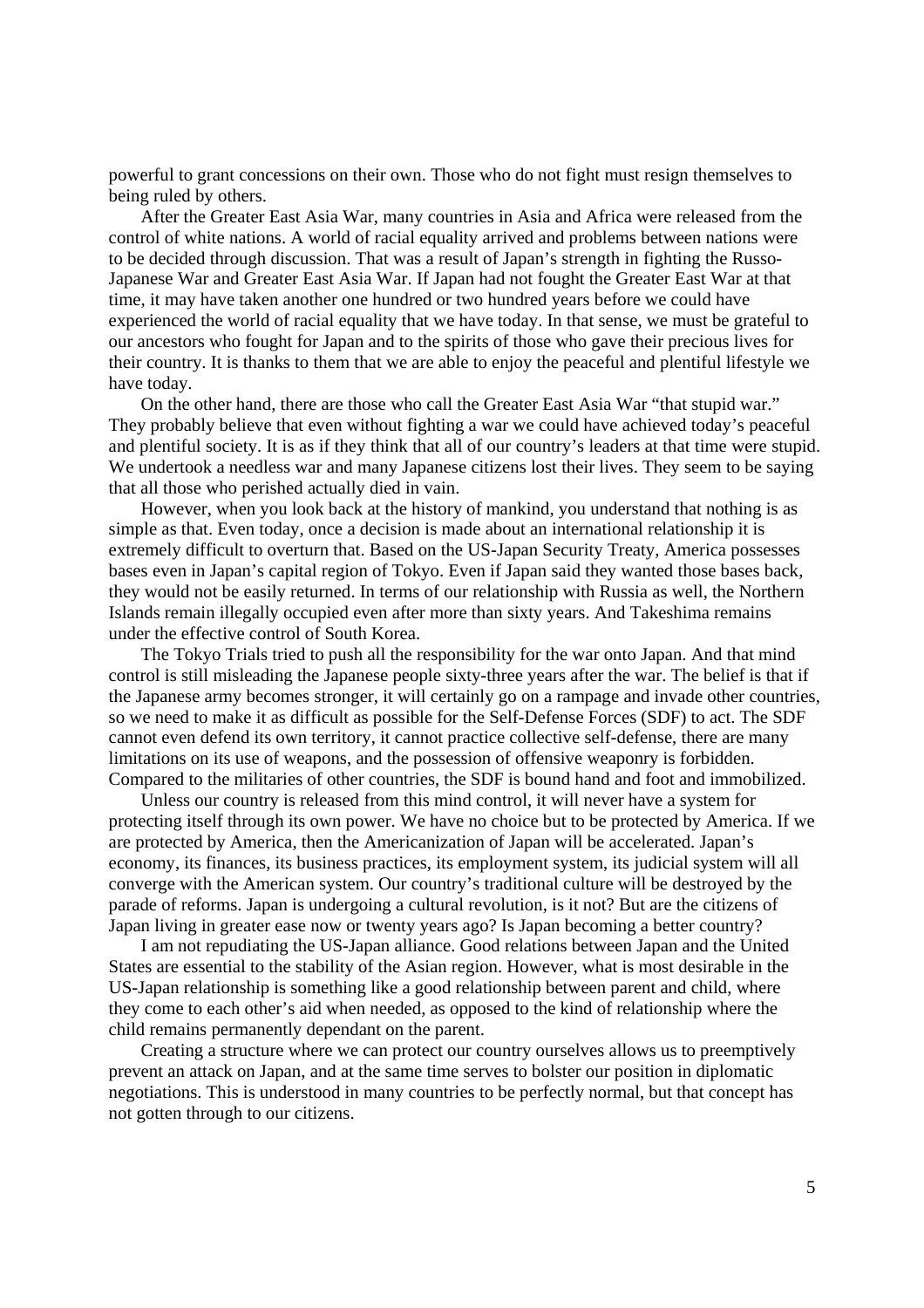powerful to grant concessions on their own. Those who do not fight must resign themselves to being ruled by others.

After the Greater East Asia War, many countries in Asia and Africa were released from the control of white nations. A world of racial equality arrived and problems between nations were to be decided through discussion. That was a result of Japan's strength in fighting the Russo-Japanese War and Greater East Asia War. If Japan had not fought the Greater East War at that time, it may have taken another one hundred or two hundred years before we could have experienced the world of racial equality that we have today. In that sense, we must be grateful to our ancestors who fought for Japan and to the spirits of those who gave their precious lives for their country. It is thanks to them that we are able to enjoy the peaceful and plentiful lifestyle we have today.

On the other hand, there are those who call the Greater East Asia War "that stupid war." They probably believe that even without fighting a war we could have achieved today's peaceful and plentiful society. It is as if they think that all of our country's leaders at that time were stupid. We undertook a needless war and many Japanese citizens lost their lives. They seem to be saying that all those who perished actually died in vain.

However, when you look back at the history of mankind, you understand that nothing is as simple as that. Even today, once a decision is made about an international relationship it is extremely difficult to overturn that. Based on the US-Japan Security Treaty, America possesses bases even in Japan's capital region of Tokyo. Even if Japan said they wanted those bases back, they would not be easily returned. In terms of our relationship with Russia as well, the Northern Islands remain illegally occupied even after more than sixty years. And Takeshima remains under the effective control of South Korea.

The Tokyo Trials tried to push all the responsibility for the war onto Japan. And that mind control is still misleading the Japanese people sixty-three years after the war. The belief is that if the Japanese army becomes stronger, it will certainly go on a rampage and invade other countries, so we need to make it as difficult as possible for the Self-Defense Forces (SDF) to act. The SDF cannot even defend its own territory, it cannot practice collective self-defense, there are many limitations on its use of weapons, and the possession of offensive weaponry is forbidden. Compared to the militaries of other countries, the SDF is bound hand and foot and immobilized.

Unless our country is released from this mind control, it will never have a system for protecting itself through its own power. We have no choice but to be protected by America. If we are protected by America, then the Americanization of Japan will be accelerated. Japan's economy, its finances, its business practices, its employment system, its judicial system will all converge with the American system. Our country's traditional culture will be destroyed by the parade of reforms. Japan is undergoing a cultural revolution, is it not? But are the citizens of Japan living in greater ease now or twenty years ago? Is Japan becoming a better country?

I am not repudiating the US-Japan alliance. Good relations between Japan and the United States are essential to the stability of the Asian region. However, what is most desirable in the US-Japan relationship is something like a good relationship between parent and child, where they come to each other's aid when needed, as opposed to the kind of relationship where the child remains permanently dependant on the parent.

Creating a structure where we can protect our country ourselves allows us to preemptively prevent an attack on Japan, and at the same time serves to bolster our position in diplomatic negotiations. This is understood in many countries to be perfectly normal, but that concept has not gotten through to our citizens.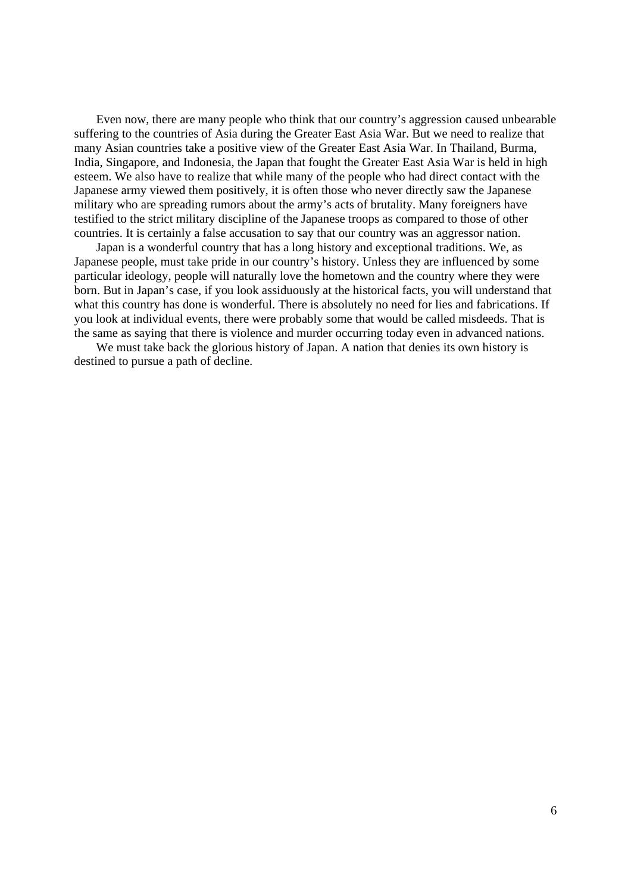Even now, there are many people who think that our country's aggression caused unbearable suffering to the countries of Asia during the Greater East Asia War. But we need to realize that many Asian countries take a positive view of the Greater East Asia War. In Thailand, Burma, India, Singapore, and Indonesia, the Japan that fought the Greater East Asia War is held in high esteem. We also have to realize that while many of the people who had direct contact with the Japanese army viewed them positively, it is often those who never directly saw the Japanese military who are spreading rumors about the army's acts of brutality. Many foreigners have testified to the strict military discipline of the Japanese troops as compared to those of other countries. It is certainly a false accusation to say that our country was an aggressor nation.

Japan is a wonderful country that has a long history and exceptional traditions. We, as Japanese people, must take pride in our country's history. Unless they are influenced by some particular ideology, people will naturally love the hometown and the country where they were born. But in Japan's case, if you look assiduously at the historical facts, you will understand that what this country has done is wonderful. There is absolutely no need for lies and fabrications. If you look at individual events, there were probably some that would be called misdeeds. That is the same as saying that there is violence and murder occurring today even in advanced nations.

We must take back the glorious history of Japan. A nation that denies its own history is destined to pursue a path of decline.